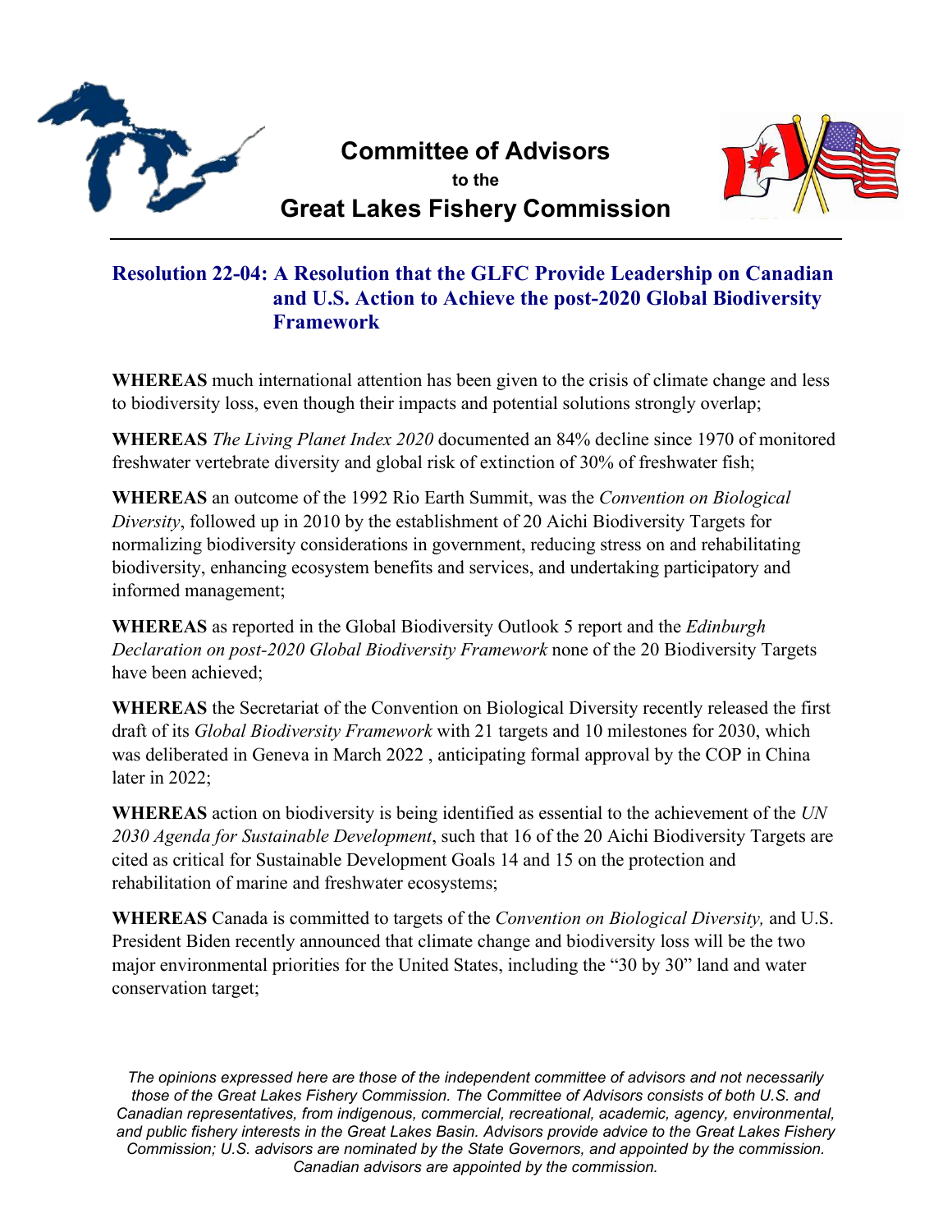# Committee of Advisors

**to the**

# Great Lakes Fishery Commission

## Resolution 22-04: A Resolution that the GLFC Provide Leadership on Canadian and U.S. Action to Achieve the post-2020 Global Biodiversity Framework

**WHEREAS** much international attention has been given to the crisis of climate change and less to biodiversity loss, even though their impacts and potential solutions strongly overlap;

**WHEREAS** *The Living Planet Index 2020* documented an 84% decline since 1970 of monitored freshwater vertebrate diversity and global risk of extinction of 30% of freshwater fish;

**WHEREAS** an outcome of the 1992 Rio Earth Summit, was the *Convention on Biological Diversity*, followed up in 2010 by the establishment of 20 Aichi Biodiversity Targets for normalizing biodiversity considerations in government, reducing stress on and rehabilitating biodiversity, enhancing ecosystem benefits and services, and undertaking participatory and informed management;

**WHEREAS** as reported in the Global Biodiversity Outlook 5 report and the *Edinburgh Declaration on post-2020 Global Biodiversity Framework* none of the 20 Biodiversity Targets have been achieved;

**WHEREAS** the Secretariat of the Convention on Biological Diversity recently released the first draft of its *Global Biodiversity Framework* with 21 targets and 10 milestones for 2030, which was deliberated in Geneva in March 2022 , anticipating formal approval by the COP in China later in 2022;

**WHEREAS** action on biodiversity is being identified as essential to the achievement of the *UN 2030 Agenda for Sustainable Development*, such that 16 of the 20 Aichi Biodiversity Targets are cited as critical for Sustainable Development Goals 14 and 15 on the protection and rehabilitation of marine and freshwater ecosystems;

**WHEREAS** Canada is committed to targets of the *Convention on Biological Diversity,* and U.S. President Biden recently announced that climate change and biodiversity loss will be the two major environmental priorities for the United States, including the "30 by 30" land and water conservation target;

*The opinions expressed here are those of the independent committee of advisors and not necessarily those of the Great Lakes Fishery Commission. The Committee of Advisors consists of both U.S. and Canadian representatives, from indigenous, commercial, recreational, academic, agency, environmental, and public fishery interests in the Great Lakes Basin. Advisors provide advice to the Great Lakes Fishery Commission; U.S. advisors are nominated by the State Governors, and appointed by the commission. Canadian advisors are appointed by the commission.*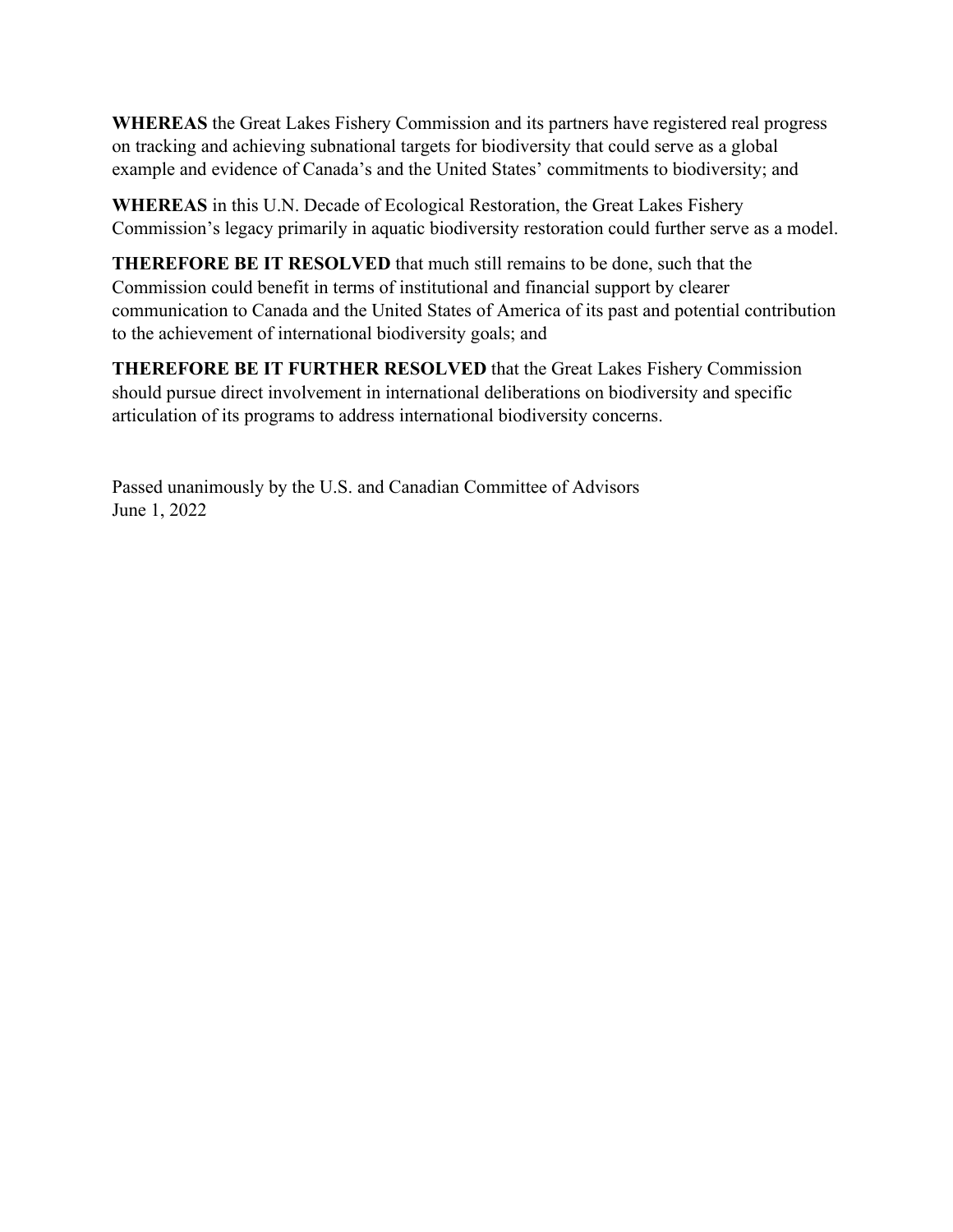**WHEREAS** the Great Lakes Fishery Commission and its partners have registered real progress on tracking and achieving subnational targets for biodiversity that could serve as a global example and evidence of Canada's and the United States' commitments to biodiversity; and

**WHEREAS** in this U.N. Decade of Ecological Restoration, the Great Lakes Fishery Commission's legacy primarily in aquatic biodiversity restoration could further serve as a model.

**THEREFORE BE IT RESOLVED** that much still remains to be done, such that the Commission could benefit in terms of institutional and financial support by clearer communication to Canada and the United States of America of its past and potential contribution to the achievement of international biodiversity goals; and

**THEREFORE BE IT FURTHER RESOLVED** that the Great Lakes Fishery Commission should pursue direct involvement in international deliberations on biodiversity and specific articulation of its programs to address international biodiversity concerns.

Passed unanimously by the U.S. and Canadian Committee of Advisors
June 1, 2022